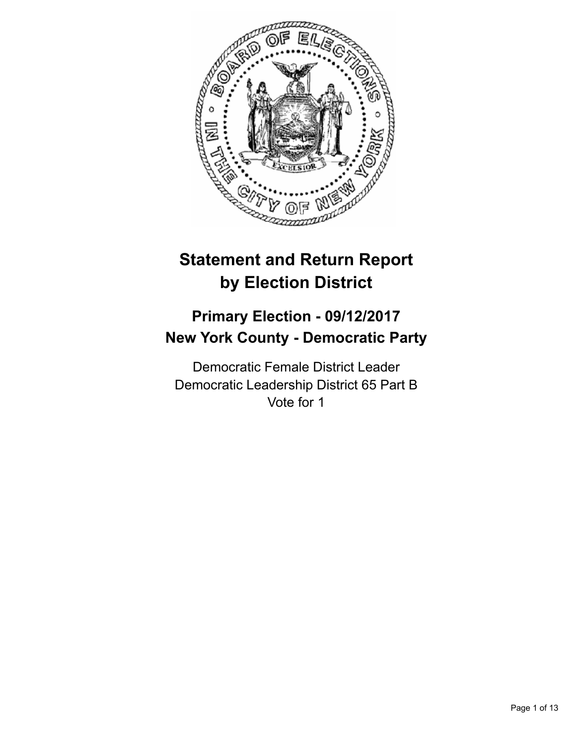# Statement and Return Report by Election District

## Primary Election - 09/12/2017
## New York County - Democratic Party

Democratic Female District Leader
Democratic Leadership District 65 Part B
Vote for 1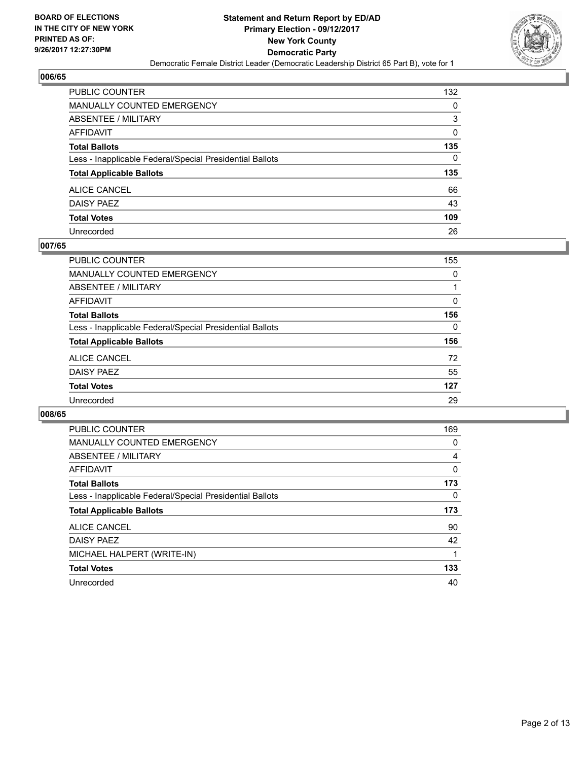BOARD OF ELECTIONS
IN THE CITY OF NEW YORK
PRINTED AS OF:
9/26/2017 12:27:30PM

**Statement and Return Report by ED/AD**
**Primary Election - 09/12/2017**
**New York County**
**Democratic Party**
Democratic Female District Leader (Democratic Leadership District 65 Part B), vote for 1

### 006/65

| | |
|---|---|
| PUBLIC COUNTER | 132 |
| MANUALLY COUNTED EMERGENCY | 0 |
| ABSENTEE / MILITARY | 3 |
| AFFIDAVIT | 0 |
| **Total Ballots** | **135** |
| Less - Inapplicable Federal/Special Presidential Ballots | 0 |
| **Total Applicable Ballots** | **135** |
| ALICE CANCEL | 66 |
| DAISY PAEZ | 43 |
| **Total Votes** | **109** |
| Unrecorded | 26 |

### 007/65

| | |
|---|---|
| PUBLIC COUNTER | 155 |
| MANUALLY COUNTED EMERGENCY | 0 |
| ABSENTEE / MILITARY | 1 |
| AFFIDAVIT | 0 |
| **Total Ballots** | **156** |
| Less - Inapplicable Federal/Special Presidential Ballots | 0 |
| **Total Applicable Ballots** | **156** |
| ALICE CANCEL | 72 |
| DAISY PAEZ | 55 |
| **Total Votes** | **127** |
| Unrecorded | 29 |

### 008/65

| | |
|---|---|
| PUBLIC COUNTER | 169 |
| MANUALLY COUNTED EMERGENCY | 0 |
| ABSENTEE / MILITARY | 4 |
| AFFIDAVIT | 0 |
| **Total Ballots** | **173** |
| Less - Inapplicable Federal/Special Presidential Ballots | 0 |
| **Total Applicable Ballots** | **173** |
| ALICE CANCEL | 90 |
| DAISY PAEZ | 42 |
| MICHAEL HALPERT (WRITE-IN) | 1 |
| **Total Votes** | **133** |
| Unrecorded | 40 |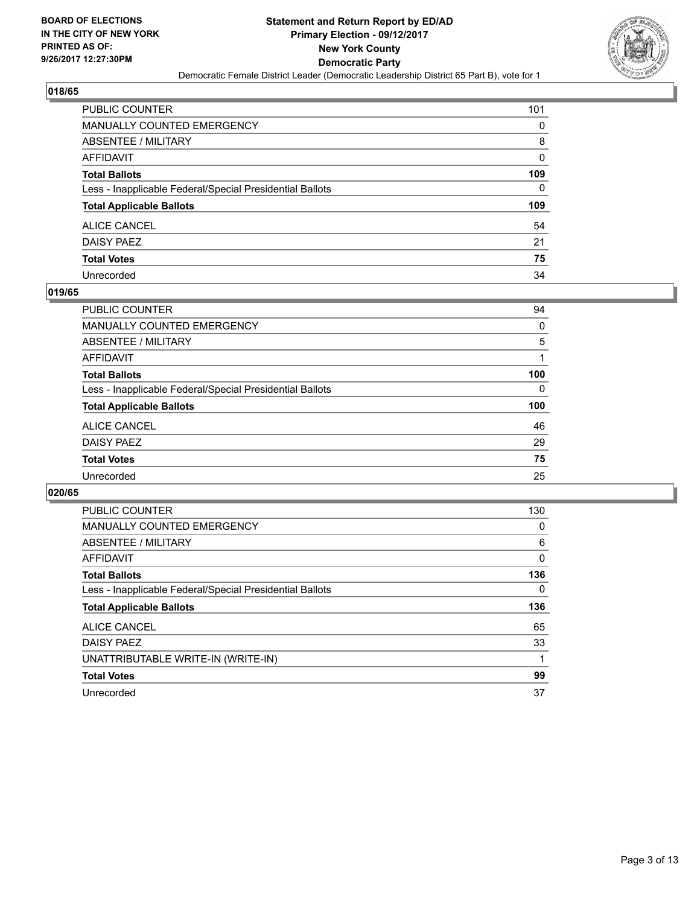**BOARD OF ELECTIONS IN THE CITY OF NEW YORK PRINTED AS OF: 9/26/2017 12:27:30PM**

**Statement and Return Report by ED/AD Primary Election - 09/12/2017 New York County Democratic Party**

Democratic Female District Leader (Democratic Leadership District 65 Part B), vote for 1

## 018/65

| | |
|---|---|
| PUBLIC COUNTER | 101 |
| MANUALLY COUNTED EMERGENCY | 0 |
| ABSENTEE / MILITARY | 8 |
| AFFIDAVIT | 0 |
| **Total Ballots** | **109** |
| Less - Inapplicable Federal/Special Presidential Ballots | 0 |
| **Total Applicable Ballots** | **109** |
| ALICE CANCEL | 54 |
| DAISY PAEZ | 21 |
| **Total Votes** | **75** |
| Unrecorded | 34 |

## 019/65

| | |
|---|---|
| PUBLIC COUNTER | 94 |
| MANUALLY COUNTED EMERGENCY | 0 |
| ABSENTEE / MILITARY | 5 |
| AFFIDAVIT | 1 |
| **Total Ballots** | **100** |
| Less - Inapplicable Federal/Special Presidential Ballots | 0 |
| **Total Applicable Ballots** | **100** |
| ALICE CANCEL | 46 |
| DAISY PAEZ | 29 |
| **Total Votes** | **75** |
| Unrecorded | 25 |

## 020/65

| | |
|---|---|
| PUBLIC COUNTER | 130 |
| MANUALLY COUNTED EMERGENCY | 0 |
| ABSENTEE / MILITARY | 6 |
| AFFIDAVIT | 0 |
| **Total Ballots** | **136** |
| Less - Inapplicable Federal/Special Presidential Ballots | 0 |
| **Total Applicable Ballots** | **136** |
| ALICE CANCEL | 65 |
| DAISY PAEZ | 33 |
| UNATTRIBUTABLE WRITE-IN (WRITE-IN) | 1 |
| **Total Votes** | **99** |
| Unrecorded | 37 |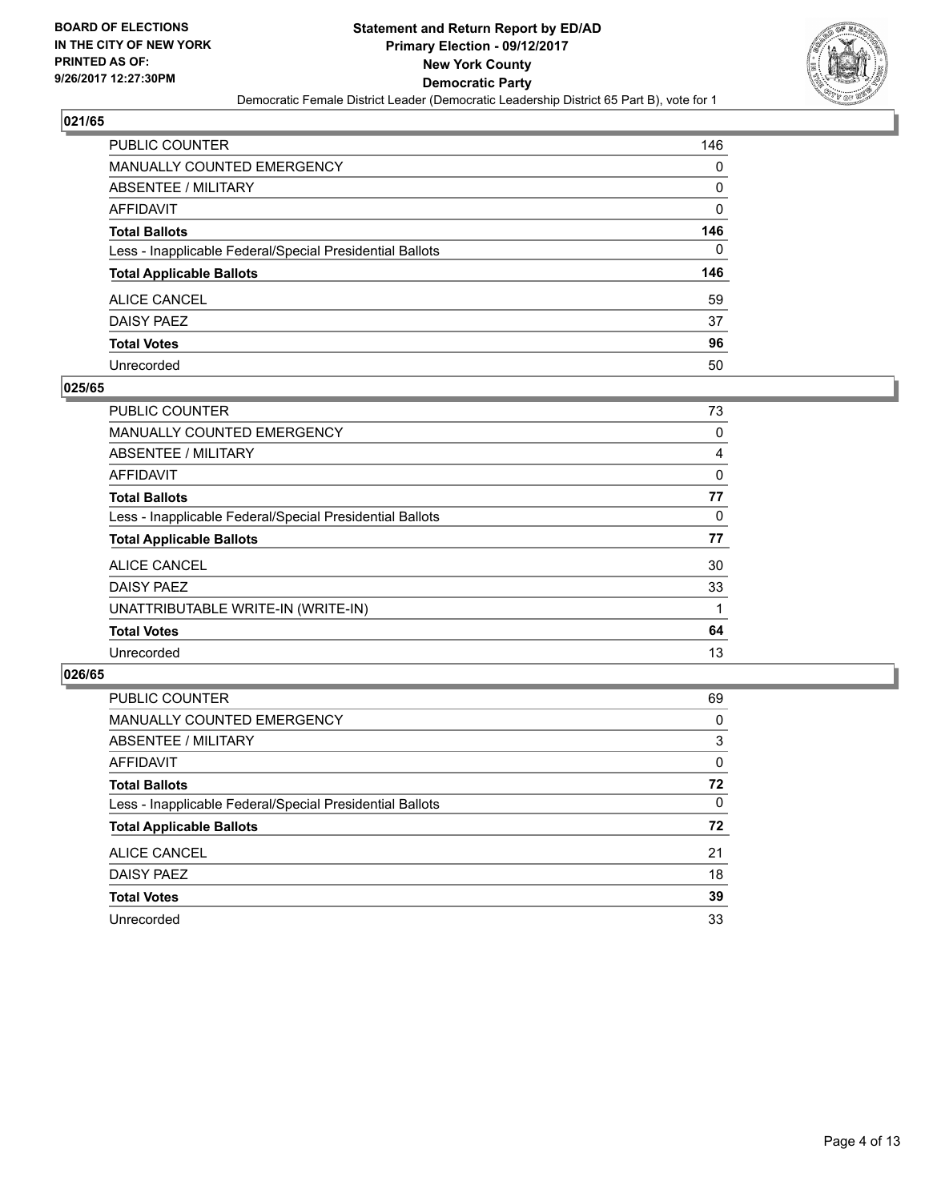## 021/65

| | |
|---|---|
| PUBLIC COUNTER | 146 |
| MANUALLY COUNTED EMERGENCY | 0 |
| ABSENTEE / MILITARY | 0 |
| AFFIDAVIT | 0 |
| **Total Ballots** | **146** |
| Less - Inapplicable Federal/Special Presidential Ballots | 0 |
| **Total Applicable Ballots** | **146** |
| ALICE CANCEL | 59 |
| DAISY PAEZ | 37 |
| **Total Votes** | **96** |
| Unrecorded | 50 |

## 025/65

| | |
|---|---|
| PUBLIC COUNTER | 73 |
| MANUALLY COUNTED EMERGENCY | 0 |
| ABSENTEE / MILITARY | 4 |
| AFFIDAVIT | 0 |
| **Total Ballots** | **77** |
| Less - Inapplicable Federal/Special Presidential Ballots | 0 |
| **Total Applicable Ballots** | **77** |
| ALICE CANCEL | 30 |
| DAISY PAEZ | 33 |
| UNATTRIBUTABLE WRITE-IN (WRITE-IN) | 1 |
| **Total Votes** | **64** |
| Unrecorded | 13 |

## 026/65

| | |
|---|---|
| PUBLIC COUNTER | 69 |
| MANUALLY COUNTED EMERGENCY | 0 |
| ABSENTEE / MILITARY | 3 |
| AFFIDAVIT | 0 |
| **Total Ballots** | **72** |
| Less - Inapplicable Federal/Special Presidential Ballots | 0 |
| **Total Applicable Ballots** | **72** |
| ALICE CANCEL | 21 |
| DAISY PAEZ | 18 |
| **Total Votes** | **39** |
| Unrecorded | 33 |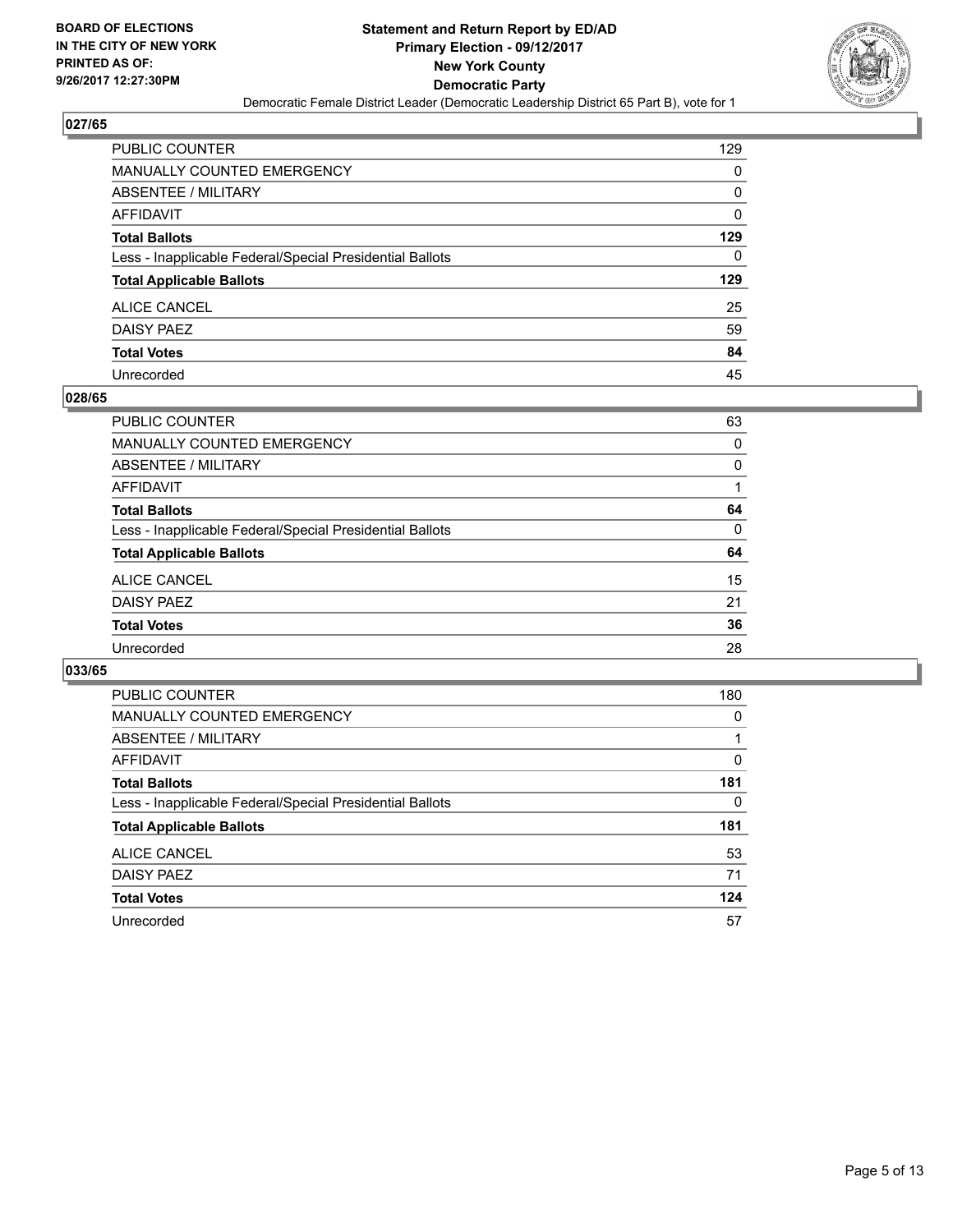**BOARD OF ELECTIONS IN THE CITY OF NEW YORK PRINTED AS OF: 9/26/2017 12:27:30PM**

**Statement and Return Report by ED/AD**
**Primary Election - 09/12/2017**
**New York County**
**Democratic Party**
Democratic Female District Leader (Democratic Leadership District 65 Part B), vote for 1

### 027/65

| | |
|---|---|
| PUBLIC COUNTER | 129 |
| MANUALLY COUNTED EMERGENCY | 0 |
| ABSENTEE / MILITARY | 0 |
| AFFIDAVIT | 0 |
| **Total Ballots** | **129** |
| Less - Inapplicable Federal/Special Presidential Ballots | 0 |
| **Total Applicable Ballots** | **129** |
| ALICE CANCEL | 25 |
| DAISY PAEZ | 59 |
| **Total Votes** | **84** |
| Unrecorded | 45 |

### 028/65

| | |
|---|---|
| PUBLIC COUNTER | 63 |
| MANUALLY COUNTED EMERGENCY | 0 |
| ABSENTEE / MILITARY | 0 |
| AFFIDAVIT | 1 |
| **Total Ballots** | **64** |
| Less - Inapplicable Federal/Special Presidential Ballots | 0 |
| **Total Applicable Ballots** | **64** |
| ALICE CANCEL | 15 |
| DAISY PAEZ | 21 |
| **Total Votes** | **36** |
| Unrecorded | 28 |

### 033/65

| | |
|---|---|
| PUBLIC COUNTER | 180 |
| MANUALLY COUNTED EMERGENCY | 0 |
| ABSENTEE / MILITARY | 1 |
| AFFIDAVIT | 0 |
| **Total Ballots** | **181** |
| Less - Inapplicable Federal/Special Presidential Ballots | 0 |
| **Total Applicable Ballots** | **181** |
| ALICE CANCEL | 53 |
| DAISY PAEZ | 71 |
| **Total Votes** | **124** |
| Unrecorded | 57 |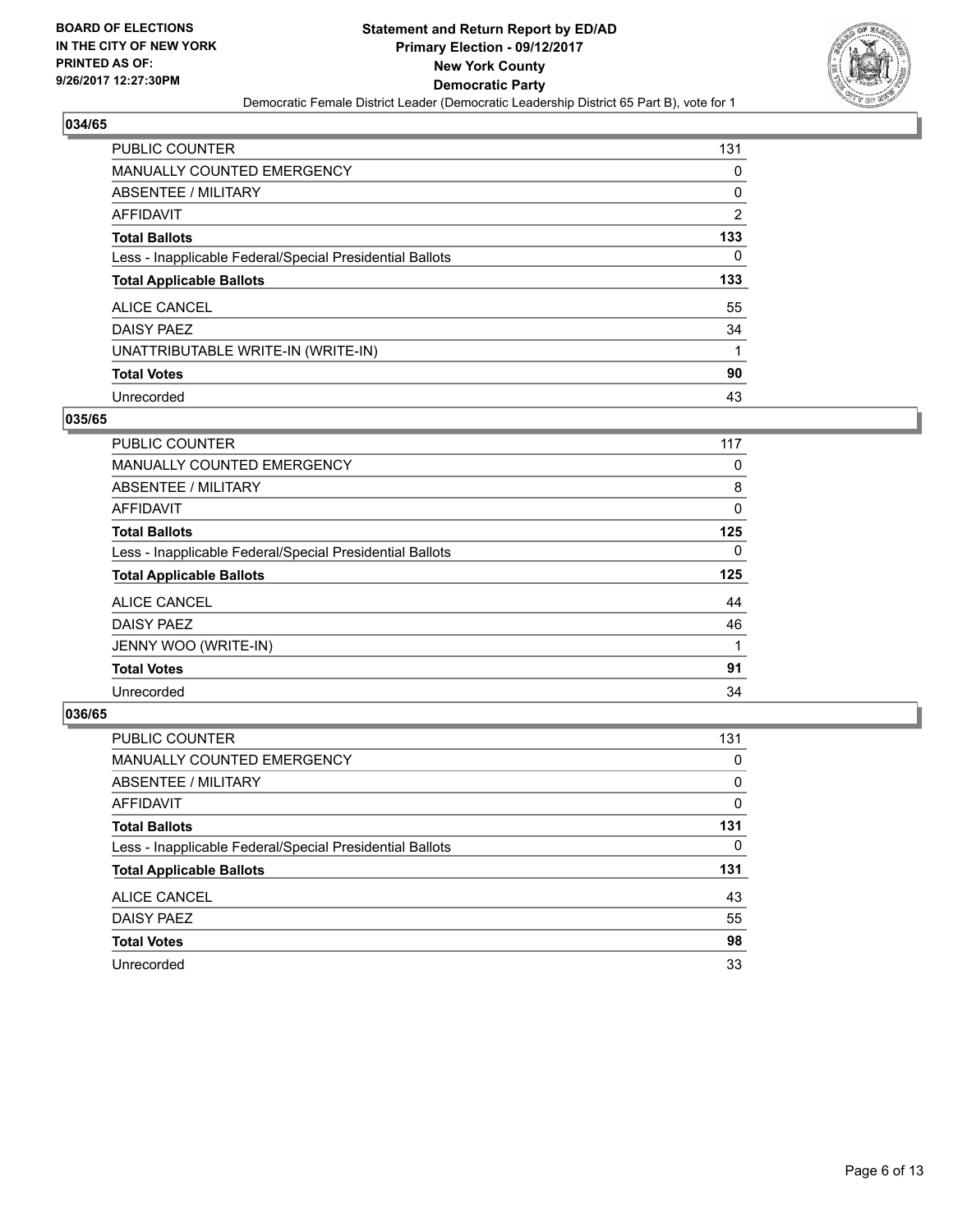**BOARD OF ELECTIONS IN THE CITY OF NEW YORK PRINTED AS OF: 9/26/2017 12:27:30PM**

**Statement and Return Report by ED/AD Primary Election - 09/12/2017 New York County Democratic Party**

Democratic Female District Leader (Democratic Leadership District 65 Part B), vote for 1

## 034/65

| | |
|---|---|
| PUBLIC COUNTER | 131 |
| MANUALLY COUNTED EMERGENCY | 0 |
| ABSENTEE / MILITARY | 0 |
| AFFIDAVIT | 2 |
| **Total Ballots** | **133** |
| Less - Inapplicable Federal/Special Presidential Ballots | 0 |
| **Total Applicable Ballots** | **133** |
| ALICE CANCEL | 55 |
| DAISY PAEZ | 34 |
| UNATTRIBUTABLE WRITE-IN (WRITE-IN) | 1 |
| **Total Votes** | **90** |
| Unrecorded | 43 |

## 035/65

| | |
|---|---|
| PUBLIC COUNTER | 117 |
| MANUALLY COUNTED EMERGENCY | 0 |
| ABSENTEE / MILITARY | 8 |
| AFFIDAVIT | 0 |
| **Total Ballots** | **125** |
| Less - Inapplicable Federal/Special Presidential Ballots | 0 |
| **Total Applicable Ballots** | **125** |
| ALICE CANCEL | 44 |
| DAISY PAEZ | 46 |
| JENNY WOO (WRITE-IN) | 1 |
| **Total Votes** | **91** |
| Unrecorded | 34 |

## 036/65

| | |
|---|---|
| PUBLIC COUNTER | 131 |
| MANUALLY COUNTED EMERGENCY | 0 |
| ABSENTEE / MILITARY | 0 |
| AFFIDAVIT | 0 |
| **Total Ballots** | **131** |
| Less - Inapplicable Federal/Special Presidential Ballots | 0 |
| **Total Applicable Ballots** | **131** |
| ALICE CANCEL | 43 |
| DAISY PAEZ | 55 |
| **Total Votes** | **98** |
| Unrecorded | 33 |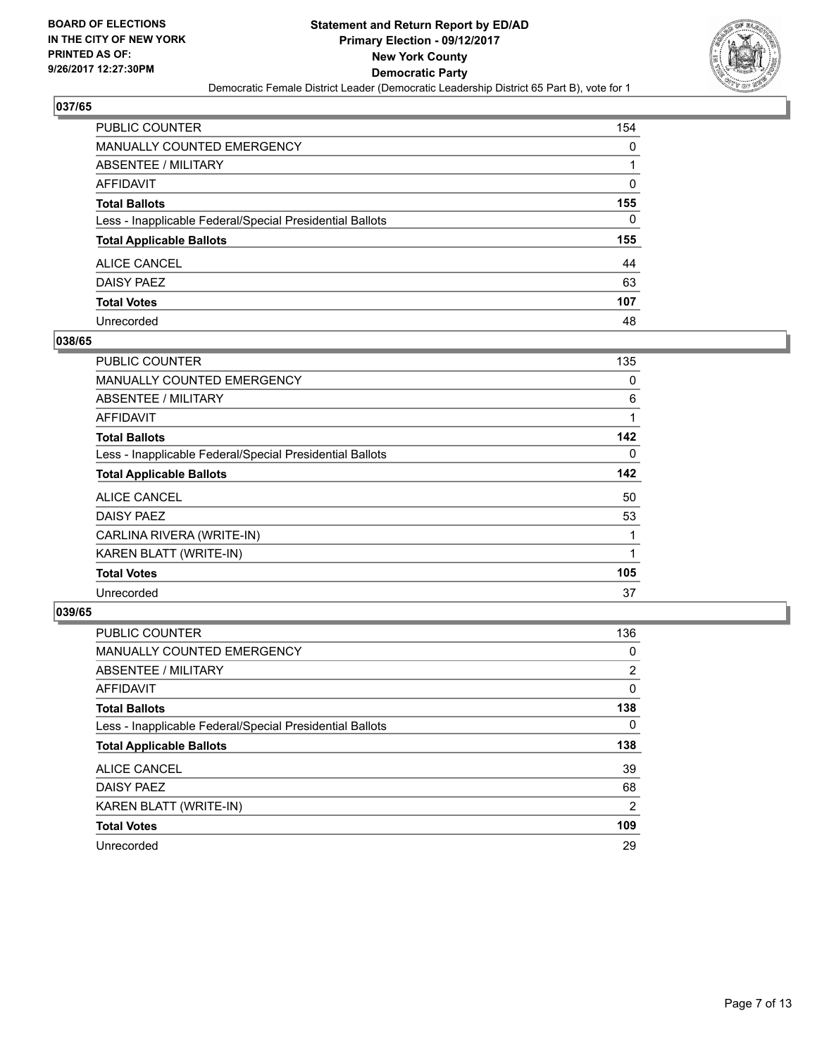**BOARD OF ELECTIONS IN THE CITY OF NEW YORK PRINTED AS OF: 9/26/2017 12:27:30PM**

**Statement and Return Report by ED/AD Primary Election - 09/12/2017 New York County Democratic Party**

Democratic Female District Leader (Democratic Leadership District 65 Part B), vote for 1

## 037/65

| | |
|---|---|
| PUBLIC COUNTER | 154 |
| MANUALLY COUNTED EMERGENCY | 0 |
| ABSENTEE / MILITARY | 1 |
| AFFIDAVIT | 0 |
| **Total Ballots** | **155** |
| Less - Inapplicable Federal/Special Presidential Ballots | 0 |
| **Total Applicable Ballots** | **155** |
| ALICE CANCEL | 44 |
| DAISY PAEZ | 63 |
| **Total Votes** | **107** |
| Unrecorded | 48 |

## 038/65

| | |
|---|---|
| PUBLIC COUNTER | 135 |
| MANUALLY COUNTED EMERGENCY | 0 |
| ABSENTEE / MILITARY | 6 |
| AFFIDAVIT | 1 |
| **Total Ballots** | **142** |
| Less - Inapplicable Federal/Special Presidential Ballots | 0 |
| **Total Applicable Ballots** | **142** |
| ALICE CANCEL | 50 |
| DAISY PAEZ | 53 |
| CARLINA RIVERA (WRITE-IN) | 1 |
| KAREN BLATT (WRITE-IN) | 1 |
| **Total Votes** | **105** |
| Unrecorded | 37 |

## 039/65

| | |
|---|---|
| PUBLIC COUNTER | 136 |
| MANUALLY COUNTED EMERGENCY | 0 |
| ABSENTEE / MILITARY | 2 |
| AFFIDAVIT | 0 |
| **Total Ballots** | **138** |
| Less - Inapplicable Federal/Special Presidential Ballots | 0 |
| **Total Applicable Ballots** | **138** |
| ALICE CANCEL | 39 |
| DAISY PAEZ | 68 |
| KAREN BLATT (WRITE-IN) | 2 |
| **Total Votes** | **109** |
| Unrecorded | 29 |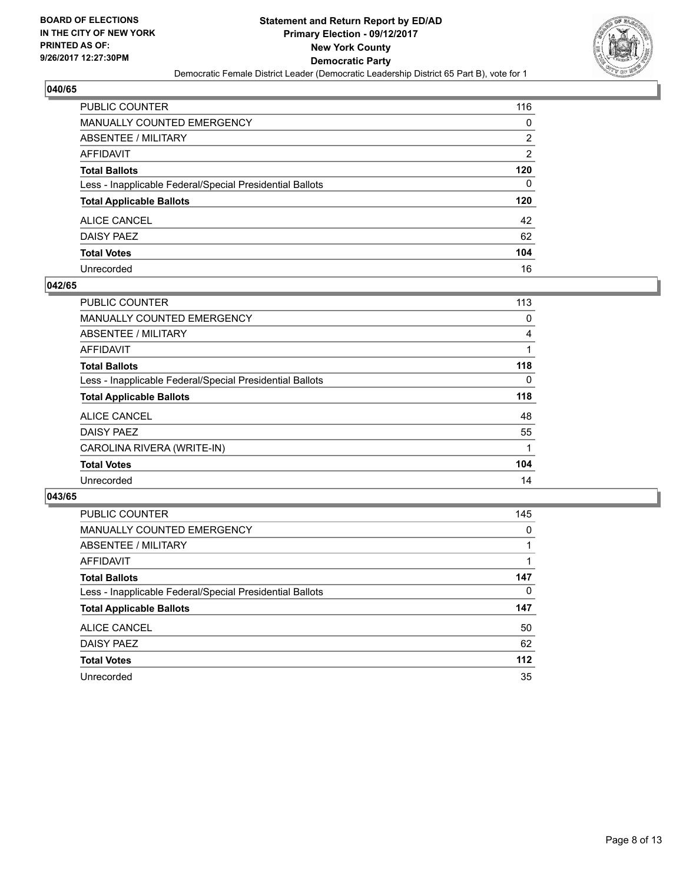**BOARD OF ELECTIONS IN THE CITY OF NEW YORK PRINTED AS OF: 9/26/2017 12:27:30PM**

**Statement and Return Report by ED/AD**
**Primary Election - 09/12/2017**
**New York County**
**Democratic Party**
Democratic Female District Leader (Democratic Leadership District 65 Part B), vote for 1

### 040/65

| | |
|---|---|
| PUBLIC COUNTER | 116 |
| MANUALLY COUNTED EMERGENCY | 0 |
| ABSENTEE / MILITARY | 2 |
| AFFIDAVIT | 2 |
| **Total Ballots** | **120** |
| Less - Inapplicable Federal/Special Presidential Ballots | 0 |
| **Total Applicable Ballots** | **120** |
| ALICE CANCEL | 42 |
| DAISY PAEZ | 62 |
| **Total Votes** | **104** |
| Unrecorded | 16 |

### 042/65

| | |
|---|---|
| PUBLIC COUNTER | 113 |
| MANUALLY COUNTED EMERGENCY | 0 |
| ABSENTEE / MILITARY | 4 |
| AFFIDAVIT | 1 |
| **Total Ballots** | **118** |
| Less - Inapplicable Federal/Special Presidential Ballots | 0 |
| **Total Applicable Ballots** | **118** |
| ALICE CANCEL | 48 |
| DAISY PAEZ | 55 |
| CAROLINA RIVERA (WRITE-IN) | 1 |
| **Total Votes** | **104** |
| Unrecorded | 14 |

### 043/65

| | |
|---|---|
| PUBLIC COUNTER | 145 |
| MANUALLY COUNTED EMERGENCY | 0 |
| ABSENTEE / MILITARY | 1 |
| AFFIDAVIT | 1 |
| **Total Ballots** | **147** |
| Less - Inapplicable Federal/Special Presidential Ballots | 0 |
| **Total Applicable Ballots** | **147** |
| ALICE CANCEL | 50 |
| DAISY PAEZ | 62 |
| **Total Votes** | **112** |
| Unrecorded | 35 |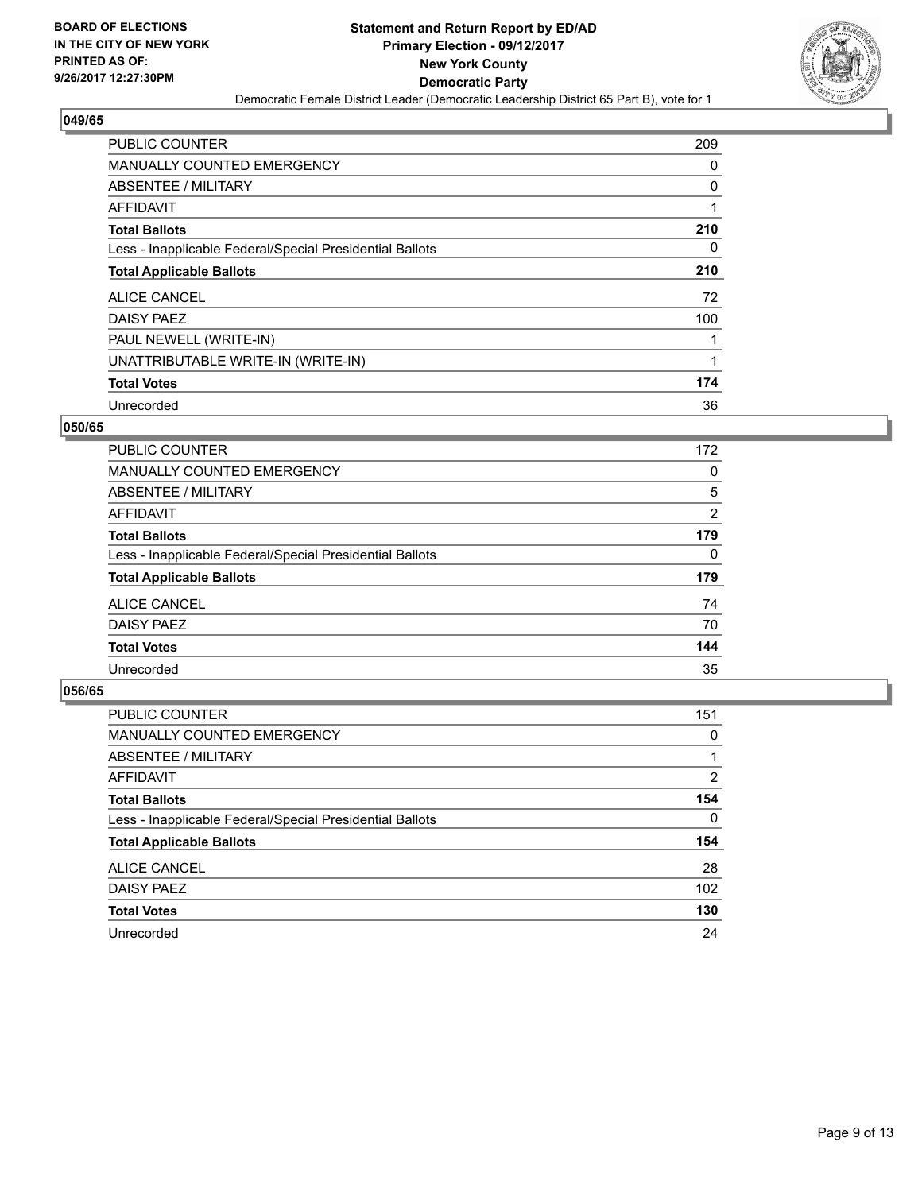**BOARD OF ELECTIONS IN THE CITY OF NEW YORK PRINTED AS OF: 9/26/2017 12:27:30PM**

**Statement and Return Report by ED/AD**
**Primary Election - 09/12/2017**
**New York County**
**Democratic Party**
Democratic Female District Leader (Democratic Leadership District 65 Part B), vote for 1

## 049/65

| | |
|---|---|
| PUBLIC COUNTER | 209 |
| MANUALLY COUNTED EMERGENCY | 0 |
| ABSENTEE / MILITARY | 0 |
| AFFIDAVIT | 1 |
| **Total Ballots** | **210** |
| Less - Inapplicable Federal/Special Presidential Ballots | 0 |
| **Total Applicable Ballots** | **210** |
| ALICE CANCEL | 72 |
| DAISY PAEZ | 100 |
| PAUL NEWELL (WRITE-IN) | 1 |
| UNATTRIBUTABLE WRITE-IN (WRITE-IN) | 1 |
| **Total Votes** | **174** |
| Unrecorded | 36 |

## 050/65

| | |
|---|---|
| PUBLIC COUNTER | 172 |
| MANUALLY COUNTED EMERGENCY | 0 |
| ABSENTEE / MILITARY | 5 |
| AFFIDAVIT | 2 |
| **Total Ballots** | **179** |
| Less - Inapplicable Federal/Special Presidential Ballots | 0 |
| **Total Applicable Ballots** | **179** |
| ALICE CANCEL | 74 |
| DAISY PAEZ | 70 |
| **Total Votes** | **144** |
| Unrecorded | 35 |

## 056/65

| | |
|---|---|
| PUBLIC COUNTER | 151 |
| MANUALLY COUNTED EMERGENCY | 0 |
| ABSENTEE / MILITARY | 1 |
| AFFIDAVIT | 2 |
| **Total Ballots** | **154** |
| Less - Inapplicable Federal/Special Presidential Ballots | 0 |
| **Total Applicable Ballots** | **154** |
| ALICE CANCEL | 28 |
| DAISY PAEZ | 102 |
| **Total Votes** | **130** |
| Unrecorded | 24 |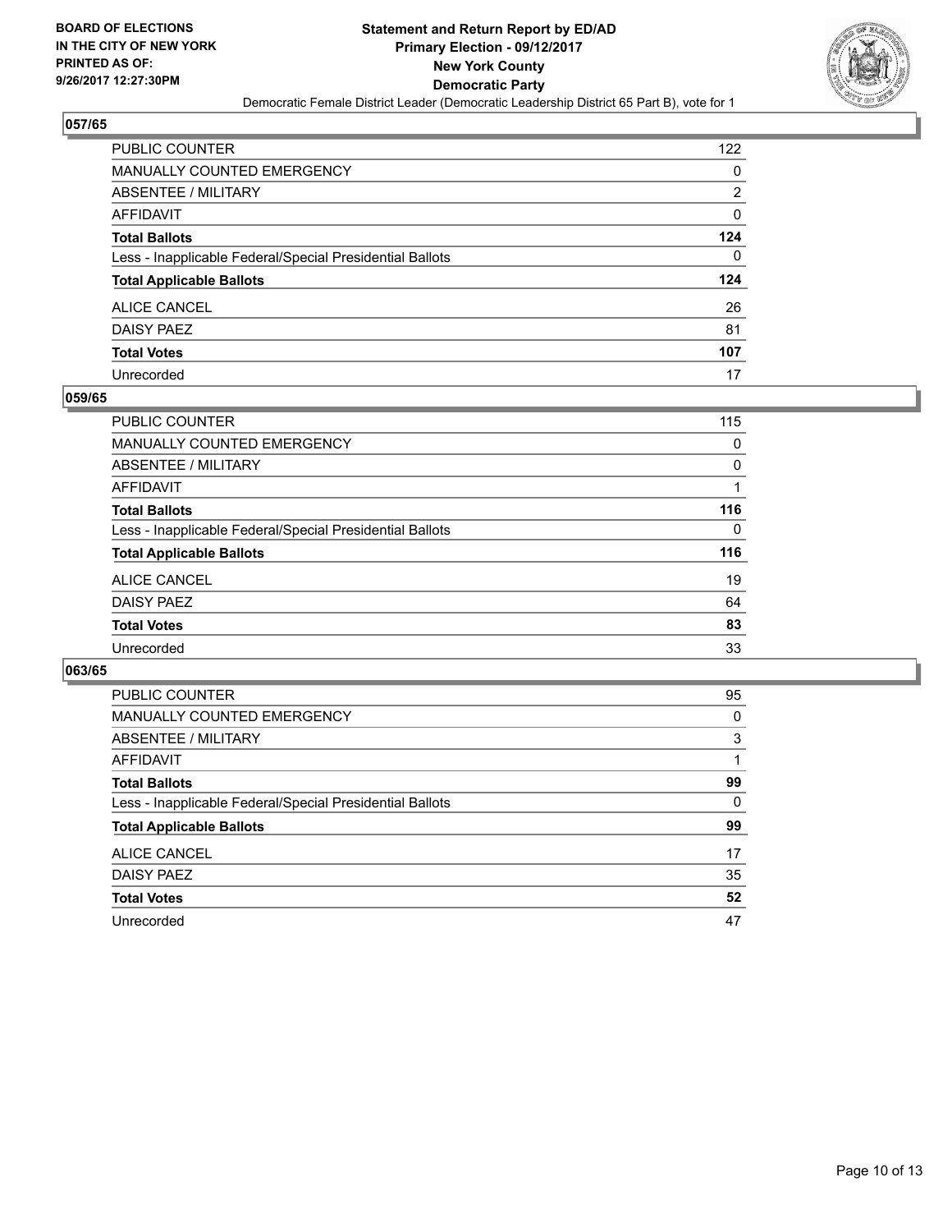BOARD OF ELECTIONS
IN THE CITY OF NEW YORK
PRINTED AS OF:
9/26/2017 12:27:30PM

**Statement and Return Report by ED/AD**
**Primary Election - 09/12/2017**
**New York County**
**Democratic Party**
Democratic Female District Leader (Democratic Leadership District 65 Part B), vote for 1

## 057/65

| | |
|---|---|
| PUBLIC COUNTER | 122 |
| MANUALLY COUNTED EMERGENCY | 0 |
| ABSENTEE / MILITARY | 2 |
| AFFIDAVIT | 0 |
| **Total Ballots** | **124** |
| Less - Inapplicable Federal/Special Presidential Ballots | 0 |
| **Total Applicable Ballots** | **124** |
| ALICE CANCEL | 26 |
| DAISY PAEZ | 81 |
| **Total Votes** | **107** |
| Unrecorded | 17 |

## 059/65

| | |
|---|---|
| PUBLIC COUNTER | 115 |
| MANUALLY COUNTED EMERGENCY | 0 |
| ABSENTEE / MILITARY | 0 |
| AFFIDAVIT | 1 |
| **Total Ballots** | **116** |
| Less - Inapplicable Federal/Special Presidential Ballots | 0 |
| **Total Applicable Ballots** | **116** |
| ALICE CANCEL | 19 |
| DAISY PAEZ | 64 |
| **Total Votes** | **83** |
| Unrecorded | 33 |

## 063/65

| | |
|---|---|
| PUBLIC COUNTER | 95 |
| MANUALLY COUNTED EMERGENCY | 0 |
| ABSENTEE / MILITARY | 3 |
| AFFIDAVIT | 1 |
| **Total Ballots** | **99** |
| Less - Inapplicable Federal/Special Presidential Ballots | 0 |
| **Total Applicable Ballots** | **99** |
| ALICE CANCEL | 17 |
| DAISY PAEZ | 35 |
| **Total Votes** | **52** |
| Unrecorded | 47 |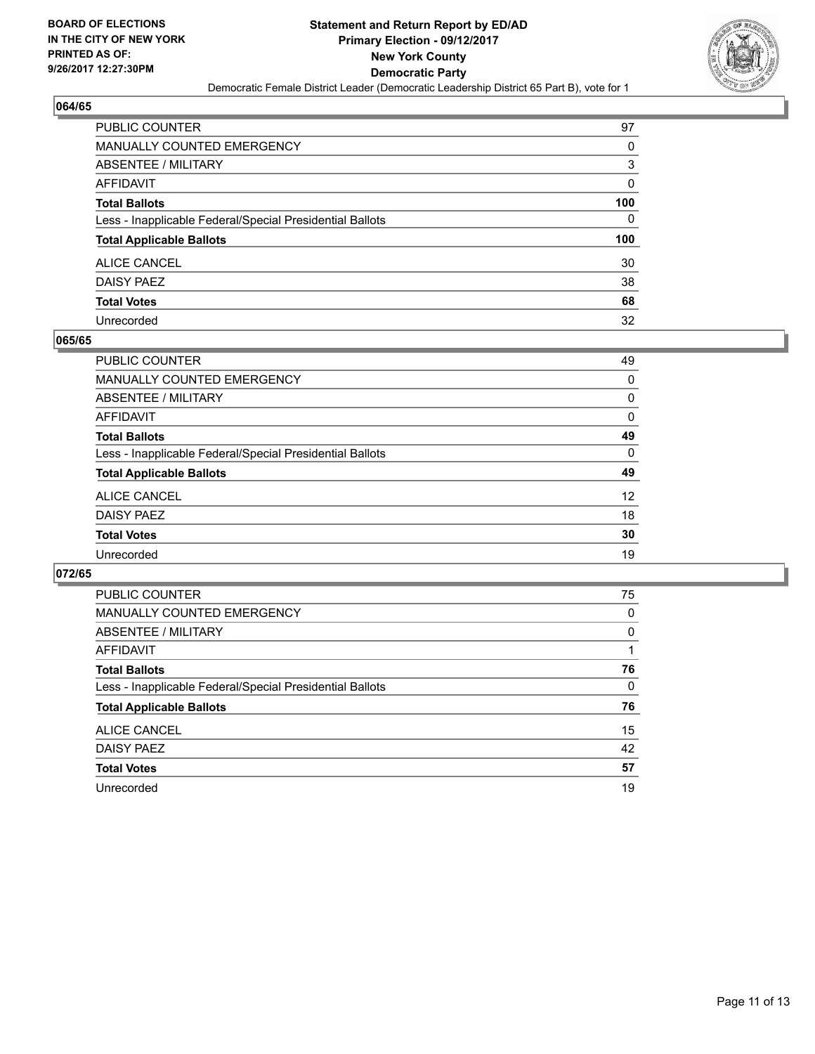BOARD OF ELECTIONS
IN THE CITY OF NEW YORK
PRINTED AS OF:
9/26/2017 12:27:30PM

**Statement and Return Report by ED/AD**
**Primary Election - 09/12/2017**
**New York County**
**Democratic Party**
Democratic Female District Leader (Democratic Leadership District 65 Part B), vote for 1

## 064/65

| | |
|---|---|
| PUBLIC COUNTER | 97 |
| MANUALLY COUNTED EMERGENCY | 0 |
| ABSENTEE / MILITARY | 3 |
| AFFIDAVIT | 0 |
| **Total Ballots** | **100** |
| Less - Inapplicable Federal/Special Presidential Ballots | 0 |
| **Total Applicable Ballots** | **100** |
| ALICE CANCEL | 30 |
| DAISY PAEZ | 38 |
| **Total Votes** | **68** |
| Unrecorded | 32 |

## 065/65

| | |
|---|---|
| PUBLIC COUNTER | 49 |
| MANUALLY COUNTED EMERGENCY | 0 |
| ABSENTEE / MILITARY | 0 |
| AFFIDAVIT | 0 |
| **Total Ballots** | **49** |
| Less - Inapplicable Federal/Special Presidential Ballots | 0 |
| **Total Applicable Ballots** | **49** |
| ALICE CANCEL | 12 |
| DAISY PAEZ | 18 |
| **Total Votes** | **30** |
| Unrecorded | 19 |

## 072/65

| | |
|---|---|
| PUBLIC COUNTER | 75 |
| MANUALLY COUNTED EMERGENCY | 0 |
| ABSENTEE / MILITARY | 0 |
| AFFIDAVIT | 1 |
| **Total Ballots** | **76** |
| Less - Inapplicable Federal/Special Presidential Ballots | 0 |
| **Total Applicable Ballots** | **76** |
| ALICE CANCEL | 15 |
| DAISY PAEZ | 42 |
| **Total Votes** | **57** |
| Unrecorded | 19 |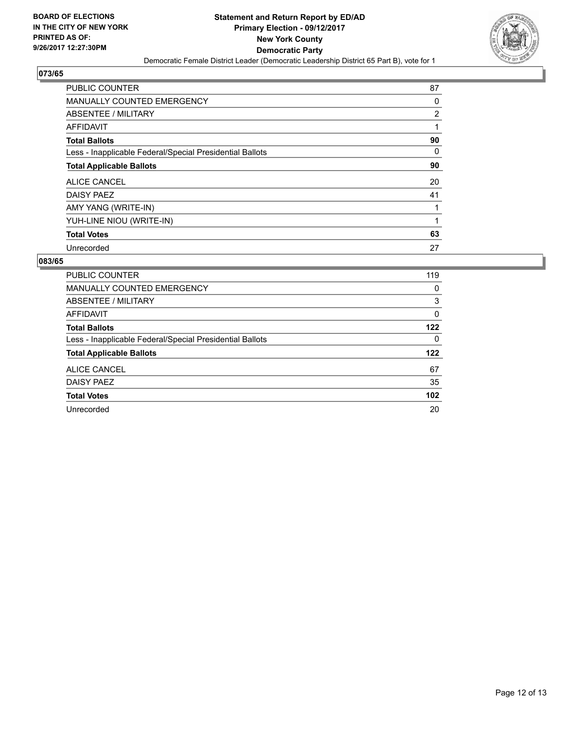**BOARD OF ELECTIONS IN THE CITY OF NEW YORK PRINTED AS OF: 9/26/2017 12:27:30PM**

**Statement and Return Report by ED/AD**
**Primary Election - 09/12/2017**
**New York County**
**Democratic Party**
Democratic Female District Leader (Democratic Leadership District 65 Part B), vote for 1

## 073/65

| | |
|---|---|
| PUBLIC COUNTER | 87 |
| MANUALLY COUNTED EMERGENCY | 0 |
| ABSENTEE / MILITARY | 2 |
| AFFIDAVIT | 1 |
| **Total Ballots** | **90** |
| Less - Inapplicable Federal/Special Presidential Ballots | 0 |
| **Total Applicable Ballots** | **90** |
| ALICE CANCEL | 20 |
| DAISY PAEZ | 41 |
| AMY YANG (WRITE-IN) | 1 |
| YUH-LINE NIOU (WRITE-IN) | 1 |
| **Total Votes** | **63** |
| Unrecorded | 27 |

## 083/65

| | |
|---|---|
| PUBLIC COUNTER | 119 |
| MANUALLY COUNTED EMERGENCY | 0 |
| ABSENTEE / MILITARY | 3 |
| AFFIDAVIT | 0 |
| **Total Ballots** | **122** |
| Less - Inapplicable Federal/Special Presidential Ballots | 0 |
| **Total Applicable Ballots** | **122** |
| ALICE CANCEL | 67 |
| DAISY PAEZ | 35 |
| **Total Votes** | **102** |
| Unrecorded | 20 |